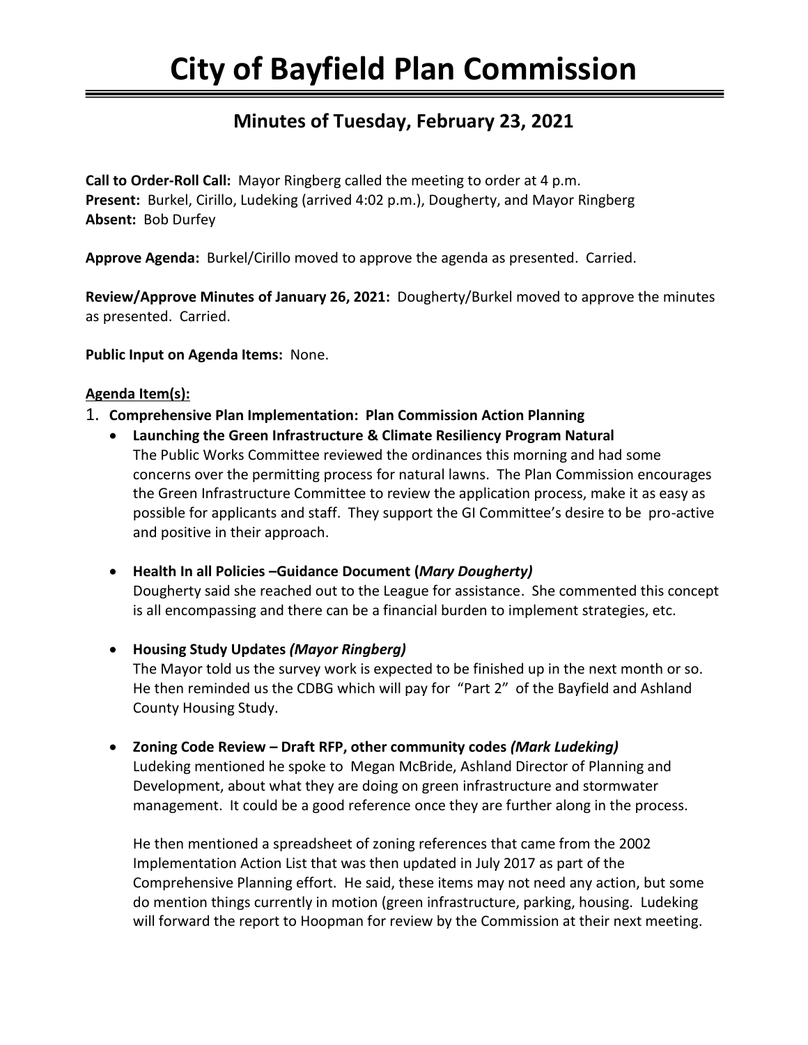# City of Bayfield Plan Commission

## Minutes of Tuesday, February 23, 2021

**Call to Order-Roll Call:** Mayor Ringberg called the meeting to order at 4 p.m.
**Present:** Burkel, Cirillo, Ludeking (arrived 4:02 p.m.), Dougherty, and Mayor Ringberg
**Absent:** Bob Durfey

**Approve Agenda:** Burkel/Cirillo moved to approve the agenda as presented. Carried.

**Review/Approve Minutes of January 26, 2021:** Dougherty/Burkel moved to approve the minutes as presented. Carried.

**Public Input on Agenda Items:** None.

**Agenda Item(s):**

1. **Comprehensive Plan Implementation: Plan Commission Action Planning**
   - **Launching the Green Infrastructure & Climate Resiliency Program Natural**
     The Public Works Committee reviewed the ordinances this morning and had some concerns over the permitting process for natural lawns. The Plan Commission encourages the Green Infrastructure Committee to review the application process, make it as easy as possible for applicants and staff. They support the GI Committee's desire to be pro-active and positive in their approach.

   - **Health In all Policies –Guidance Document (*Mary Dougherty)***
     Dougherty said she reached out to the League for assistance. She commented this concept is all encompassing and there can be a financial burden to implement strategies, etc.

   - **Housing Study Updates *(Mayor Ringberg)***
     The Mayor told us the survey work is expected to be finished up in the next month or so. He then reminded us the CDBG which will pay for "Part 2" of the Bayfield and Ashland County Housing Study.

   - **Zoning Code Review – Draft RFP, other community codes *(Mark Ludeking)***
     Ludeking mentioned he spoke to Megan McBride, Ashland Director of Planning and Development, about what they are doing on green infrastructure and stormwater management. It could be a good reference once they are further along in the process.

     He then mentioned a spreadsheet of zoning references that came from the 2002 Implementation Action List that was then updated in July 2017 as part of the Comprehensive Planning effort. He said, these items may not need any action, but some do mention things currently in motion (green infrastructure, parking, housing. Ludeking will forward the report to Hoopman for review by the Commission at their next meeting.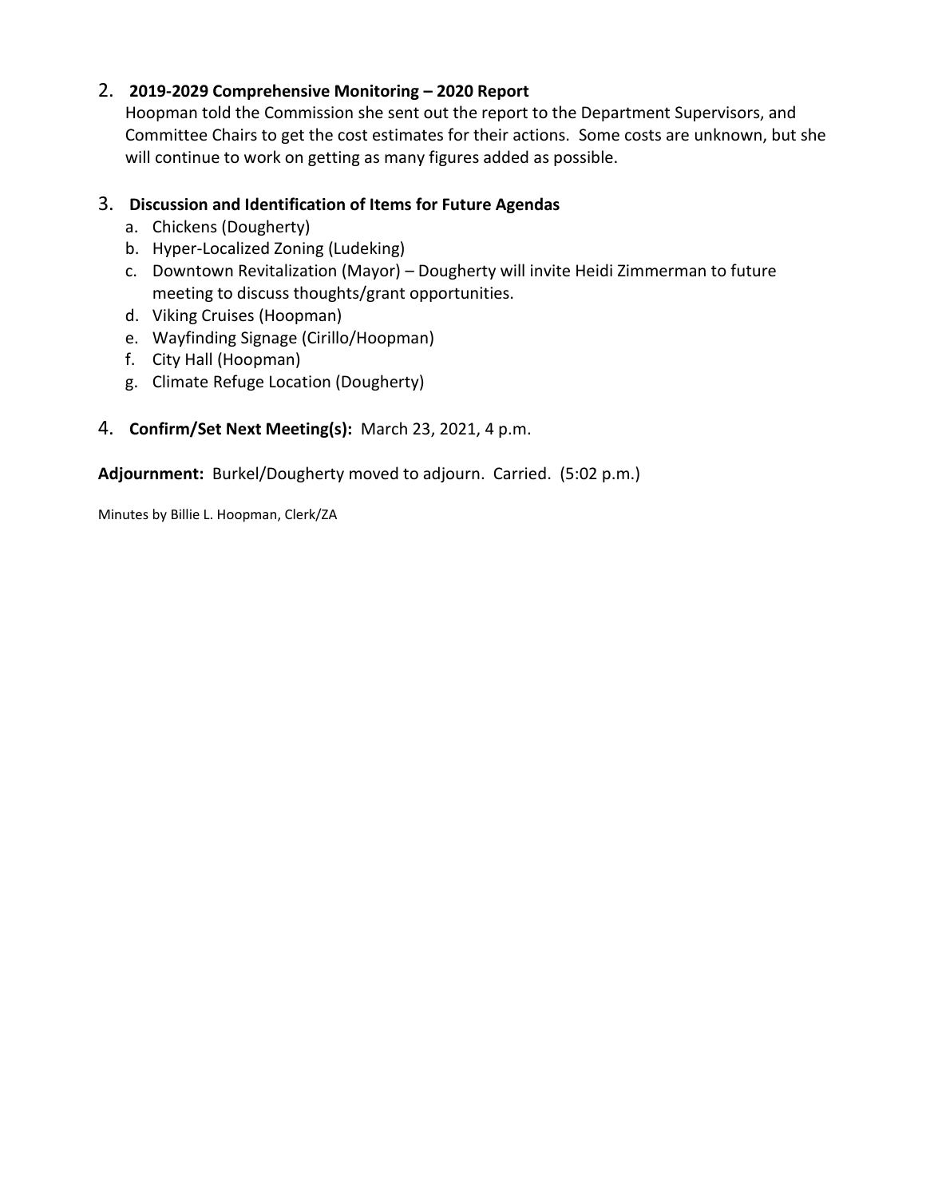2. **2019-2029 Comprehensive Monitoring – 2020 Report**

   Hoopman told the Commission she sent out the report to the Department Supervisors, and Committee Chairs to get the cost estimates for their actions. Some costs are unknown, but she will continue to work on getting as many figures added as possible.

3. **Discussion and Identification of Items for Future Agendas**
   a. Chickens (Dougherty)
   b. Hyper-Localized Zoning (Ludeking)
   c. Downtown Revitalization (Mayor) – Dougherty will invite Heidi Zimmerman to future meeting to discuss thoughts/grant opportunities.
   d. Viking Cruises (Hoopman)
   e. Wayfinding Signage (Cirillo/Hoopman)
   f. City Hall (Hoopman)
   g. Climate Refuge Location (Dougherty)

4. **Confirm/Set Next Meeting(s):** March 23, 2021, 4 p.m.

**Adjournment:** Burkel/Dougherty moved to adjourn. Carried. (5:02 p.m.)

Minutes by Billie L. Hoopman, Clerk/ZA